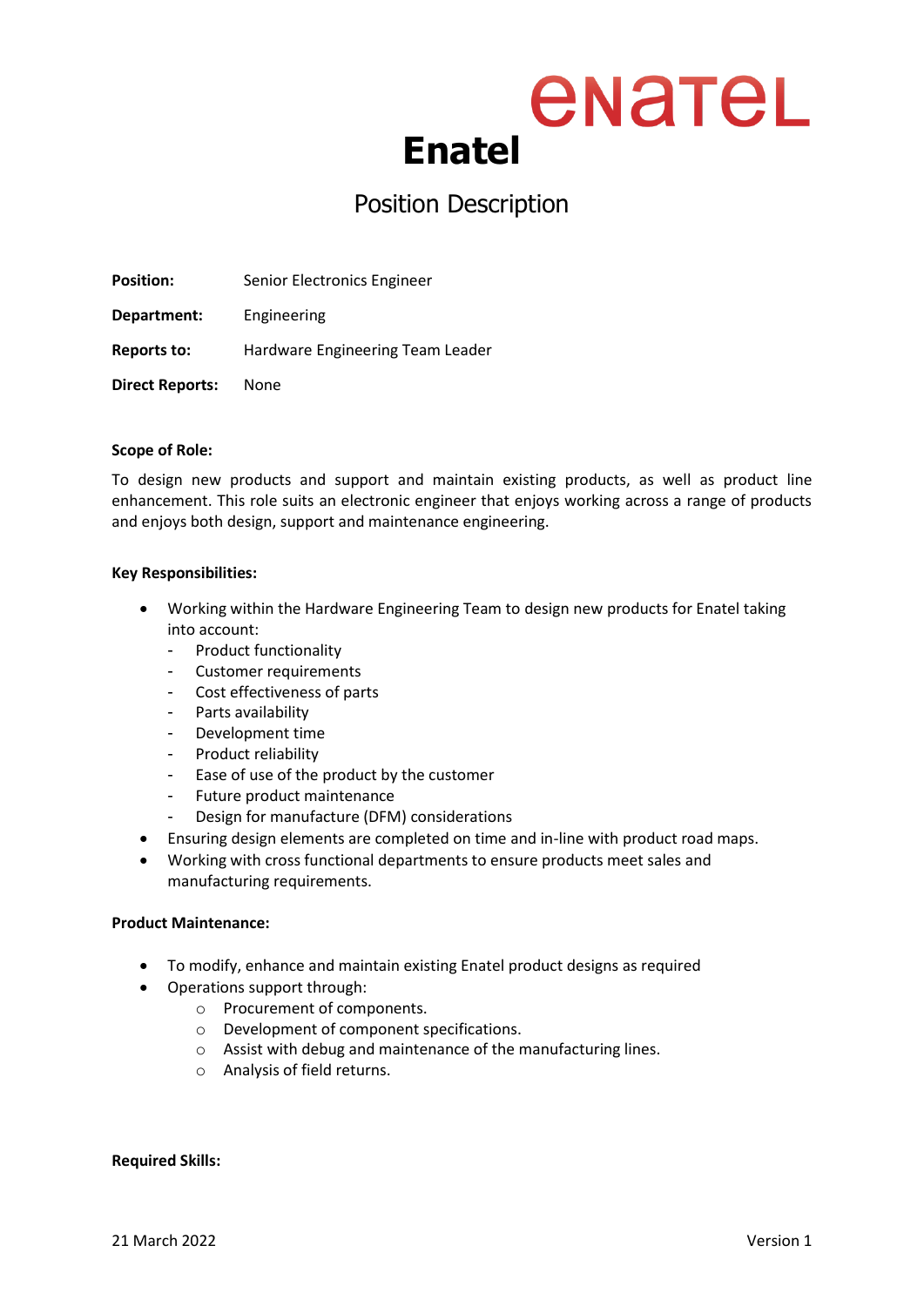# Enatel

## Position Description

**Position:** Senior Electronics Engineer

**Department:** Engineering

**Reports to:** Hardware Engineering Team Leader

**Direct Reports:** None

**Scope of Role:**

To design new products and support and maintain existing products, as well as product line enhancement. This role suits an electronic engineer that enjoys working across a range of products and enjoys both design, support and maintenance engineering.

**Key Responsibilities:**

- Working within the Hardware Engineering Team to design new products for Enatel taking into account:
  - Product functionality
  - Customer requirements
  - Cost effectiveness of parts
  - Parts availability
  - Development time
  - Product reliability
  - Ease of use of the product by the customer
  - Future product maintenance
  - Design for manufacture (DFM) considerations
- Ensuring design elements are completed on time and in-line with product road maps.
- Working with cross functional departments to ensure products meet sales and manufacturing requirements.

**Product Maintenance:**

- To modify, enhance and maintain existing Enatel product designs as required
- Operations support through:
  - Procurement of components.
  - Development of component specifications.
  - Assist with debug and maintenance of the manufacturing lines.
  - Analysis of field returns.

**Required Skills:**

21 March 2022 Version 1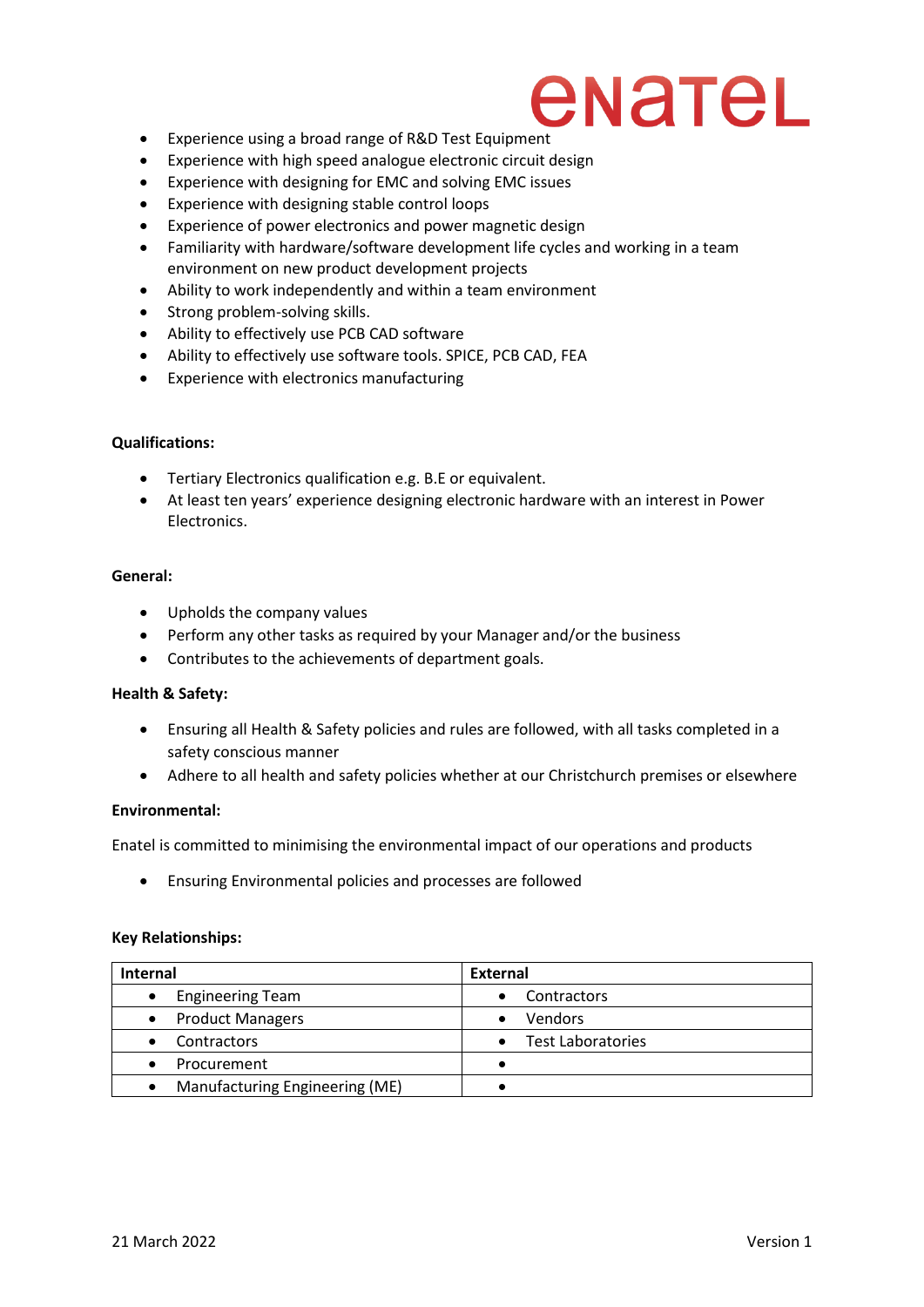- Experience using a broad range of R&D Test Equipment
- Experience with high speed analogue electronic circuit design
- Experience with designing for EMC and solving EMC issues
- Experience with designing stable control loops
- Experience of power electronics and power magnetic design
- Familiarity with hardware/software development life cycles and working in a team environment on new product development projects
- Ability to work independently and within a team environment
- Strong problem-solving skills.
- Ability to effectively use PCB CAD software
- Ability to effectively use software tools. SPICE, PCB CAD, FEA
- Experience with electronics manufacturing

**Qualifications:**

- Tertiary Electronics qualification e.g. B.E or equivalent.
- At least ten years' experience designing electronic hardware with an interest in Power Electronics.

**General:**

- Upholds the company values
- Perform any other tasks as required by your Manager and/or the business
- Contributes to the achievements of department goals.

**Health & Safety:**

- Ensuring all Health & Safety policies and rules are followed, with all tasks completed in a safety conscious manner
- Adhere to all health and safety policies whether at our Christchurch premises or elsewhere

**Environmental:**

Enatel is committed to minimising the environmental impact of our operations and products

- Ensuring Environmental policies and processes are followed

**Key Relationships:**

| Internal | External |
|---|---|
| • Engineering Team | • Contractors |
| • Product Managers | • Vendors |
| • Contractors | • Test Laboratories |
| • Procurement | • |
| • Manufacturing Engineering (ME) | • |

21 March 2022 Version 1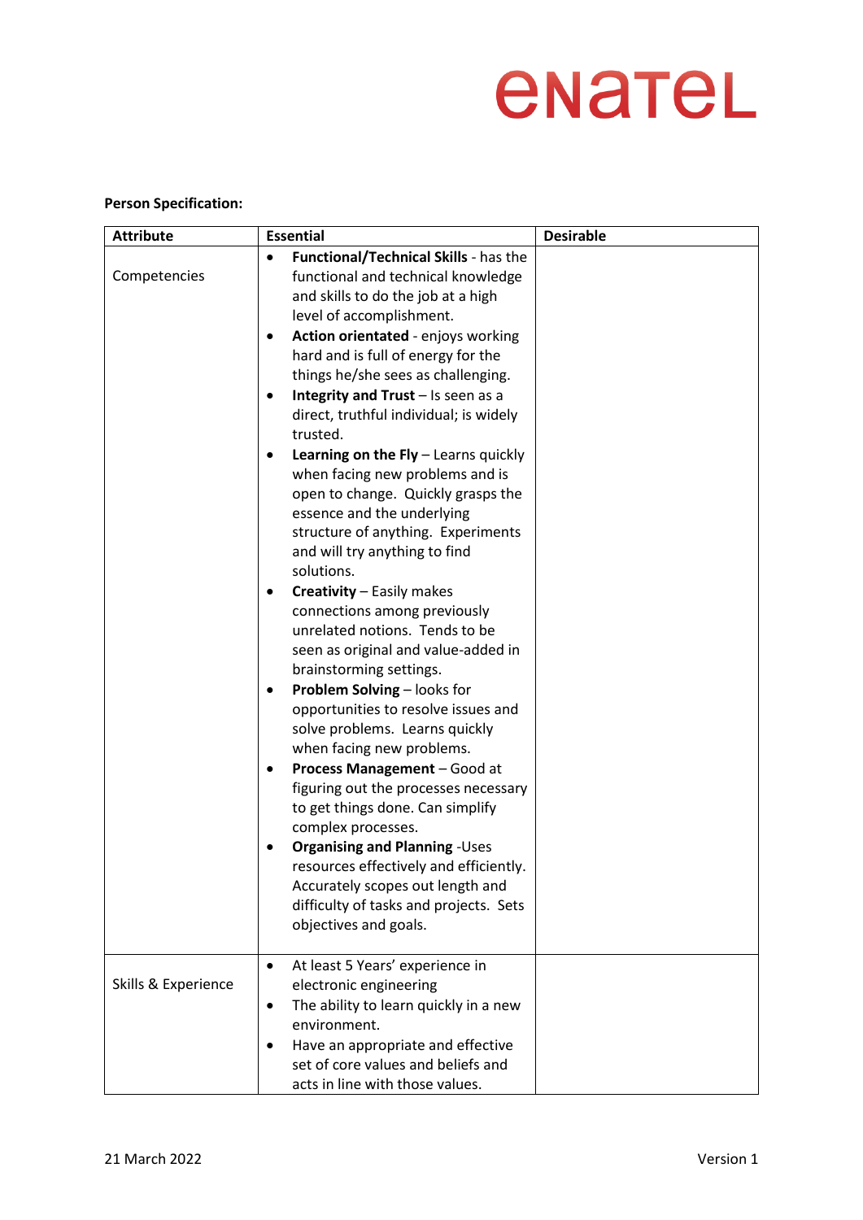**Person Specification:**

| Attribute | Essential | Desirable |
|---|---|---|
| Competencies | • **Functional/Technical Skills** - has the functional and technical knowledge and skills to do the job at a high level of accomplishment.<br>• **Action orientated** - enjoys working hard and is full of energy for the things he/she sees as challenging.<br>• **Integrity and Trust** – Is seen as a direct, truthful individual; is widely trusted.<br>• **Learning on the Fly** – Learns quickly when facing new problems and is open to change. Quickly grasps the essence and the underlying structure of anything. Experiments and will try anything to find solutions.<br>• **Creativity** – Easily makes connections among previously unrelated notions. Tends to be seen as original and value-added in brainstorming settings.<br>• **Problem Solving** – looks for opportunities to resolve issues and solve problems. Learns quickly when facing new problems.<br>• **Process Management** – Good at figuring out the processes necessary to get things done. Can simplify complex processes.<br>• **Organising and Planning** -Uses resources effectively and efficiently. Accurately scopes out length and difficulty of tasks and projects. Sets objectives and goals. | |
| Skills & Experience | • At least 5 Years' experience in electronic engineering<br>• The ability to learn quickly in a new environment.<br>• Have an appropriate and effective set of core values and beliefs and acts in line with those values. | |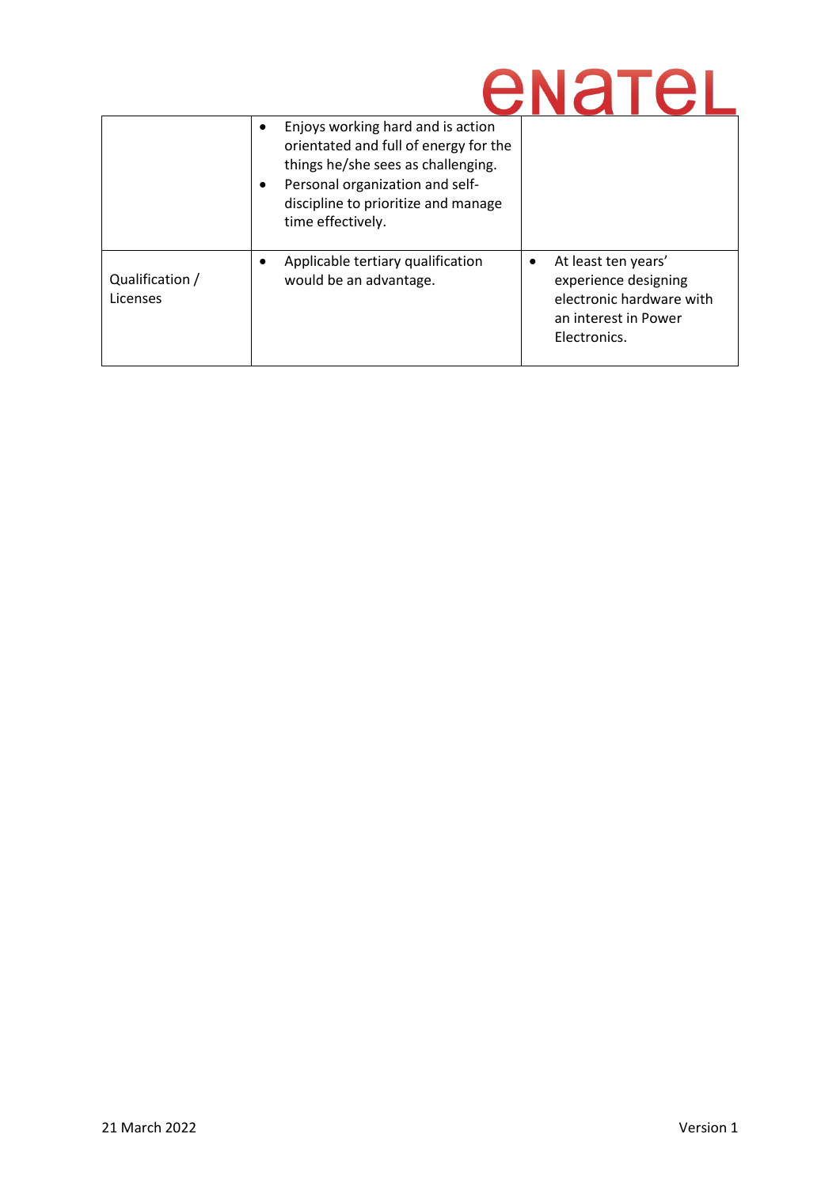| | | |
|---|---|---|
| | • Enjoys working hard and is action orientated and full of energy for the things he/she sees as challenging.<br>• Personal organization and self-discipline to prioritize and manage time effectively. | |
| Qualification / Licenses | • Applicable tertiary qualification would be an advantage. | • At least ten years' experience designing electronic hardware with an interest in Power Electronics. |

21 March 2022 Version 1